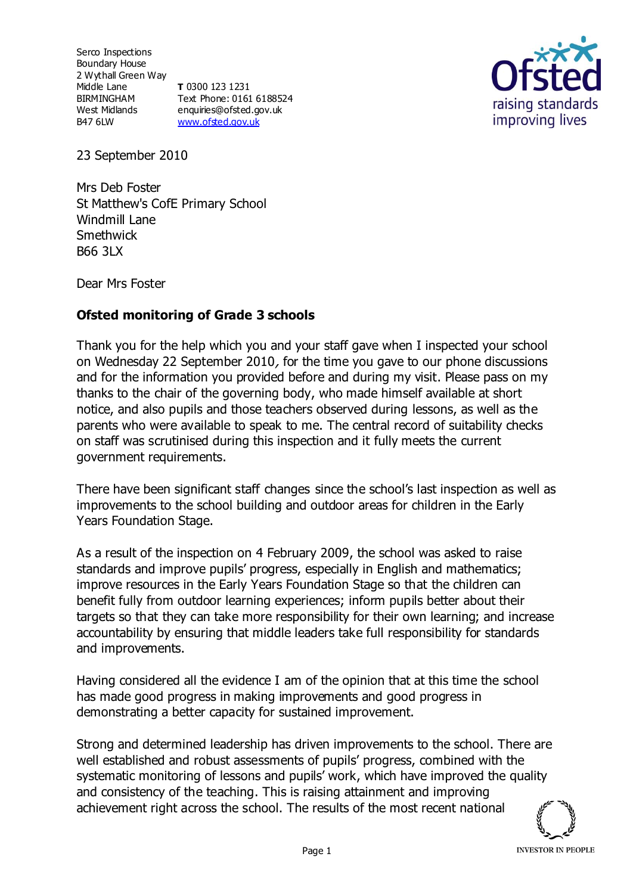Serco Inspections
Boundary House
2 Wythall Green Way
Middle Lane
BIRMINGHAM
West Midlands
B47 6LW

**T** 0300 123 1231
Text Phone: 0161 6188524
enquiries@ofsted.gov.uk
www.ofsted.gov.uk

23 September 2010

Mrs Deb Foster
St Matthew's CofE Primary School
Windmill Lane
Smethwick
B66 3LX

Dear Mrs Foster

**Ofsted monitoring of Grade 3 schools**

Thank you for the help which you and your staff gave when I inspected your school on Wednesday 22 September 2010, for the time you gave to our phone discussions and for the information you provided before and during my visit. Please pass on my thanks to the chair of the governing body, who made himself available at short notice, and also pupils and those teachers observed during lessons, as well as the parents who were available to speak to me. The central record of suitability checks on staff was scrutinised during this inspection and it fully meets the current government requirements.

There have been significant staff changes since the school's last inspection as well as improvements to the school building and outdoor areas for children in the Early Years Foundation Stage.

As a result of the inspection on 4 February 2009, the school was asked to raise standards and improve pupils' progress, especially in English and mathematics; improve resources in the Early Years Foundation Stage so that the children can benefit fully from outdoor learning experiences; inform pupils better about their targets so that they can take more responsibility for their own learning; and increase accountability by ensuring that middle leaders take full responsibility for standards and improvements.

Having considered all the evidence I am of the opinion that at this time the school has made good progress in making improvements and good progress in demonstrating a better capacity for sustained improvement.

Strong and determined leadership has driven improvements to the school. There are well established and robust assessments of pupils' progress, combined with the systematic monitoring of lessons and pupils' work, which have improved the quality and consistency of the teaching. This is raising attainment and improving achievement right across the school. The results of the most recent national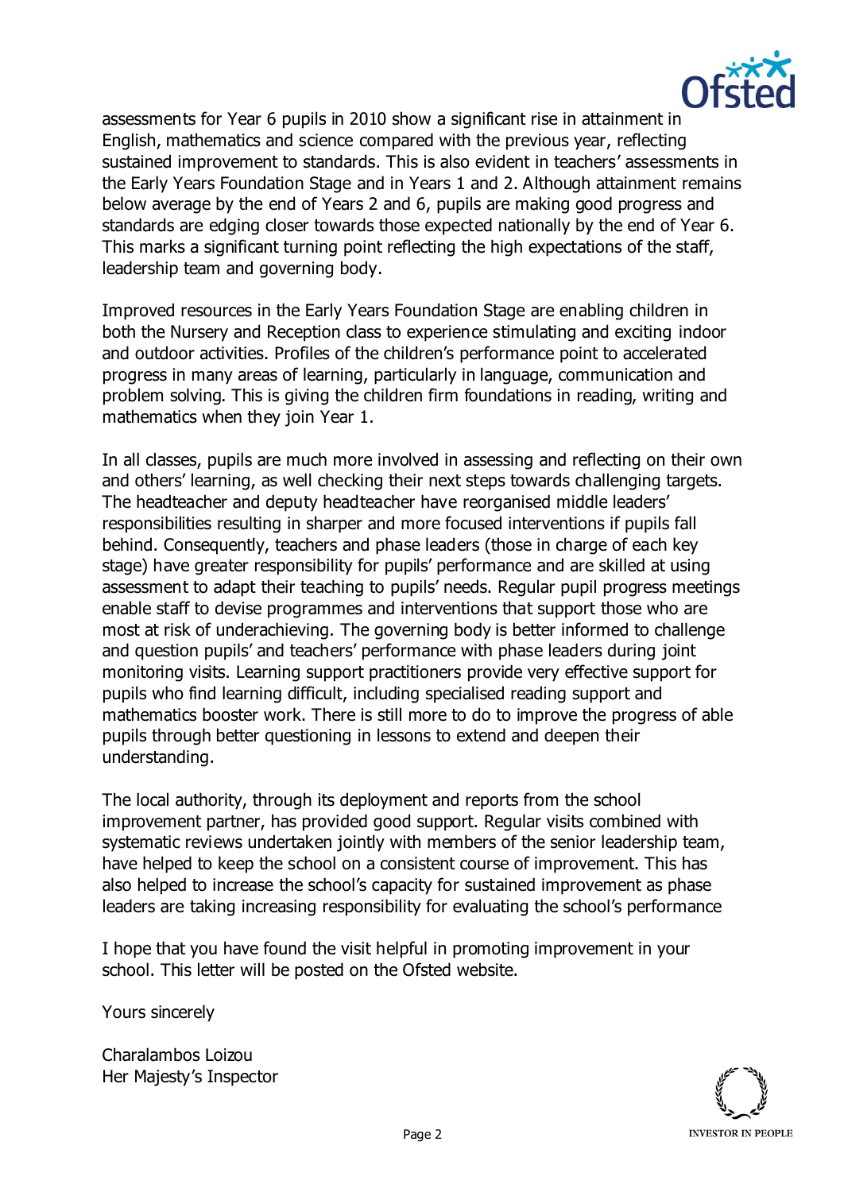assessments for Year 6 pupils in 2010 show a significant rise in attainment in English, mathematics and science compared with the previous year, reflecting sustained improvement to standards. This is also evident in teachers' assessments in the Early Years Foundation Stage and in Years 1 and 2. Although attainment remains below average by the end of Years 2 and 6, pupils are making good progress and standards are edging closer towards those expected nationally by the end of Year 6. This marks a significant turning point reflecting the high expectations of the staff, leadership team and governing body.

Improved resources in the Early Years Foundation Stage are enabling children in both the Nursery and Reception class to experience stimulating and exciting indoor and outdoor activities. Profiles of the children's performance point to accelerated progress in many areas of learning, particularly in language, communication and problem solving. This is giving the children firm foundations in reading, writing and mathematics when they join Year 1.

In all classes, pupils are much more involved in assessing and reflecting on their own and others' learning, as well checking their next steps towards challenging targets. The headteacher and deputy headteacher have reorganised middle leaders' responsibilities resulting in sharper and more focused interventions if pupils fall behind. Consequently, teachers and phase leaders (those in charge of each key stage) have greater responsibility for pupils' performance and are skilled at using assessment to adapt their teaching to pupils' needs. Regular pupil progress meetings enable staff to devise programmes and interventions that support those who are most at risk of underachieving. The governing body is better informed to challenge and question pupils' and teachers' performance with phase leaders during joint monitoring visits. Learning support practitioners provide very effective support for pupils who find learning difficult, including specialised reading support and mathematics booster work. There is still more to do to improve the progress of able pupils through better questioning in lessons to extend and deepen their understanding.

The local authority, through its deployment and reports from the school improvement partner, has provided good support. Regular visits combined with systematic reviews undertaken jointly with members of the senior leadership team, have helped to keep the school on a consistent course of improvement. This has also helped to increase the school's capacity for sustained improvement as phase leaders are taking increasing responsibility for evaluating the school's performance

I hope that you have found the visit helpful in promoting improvement in your school. This letter will be posted on the Ofsted website.

Yours sincerely

Charalambos Loizou
Her Majesty's Inspector